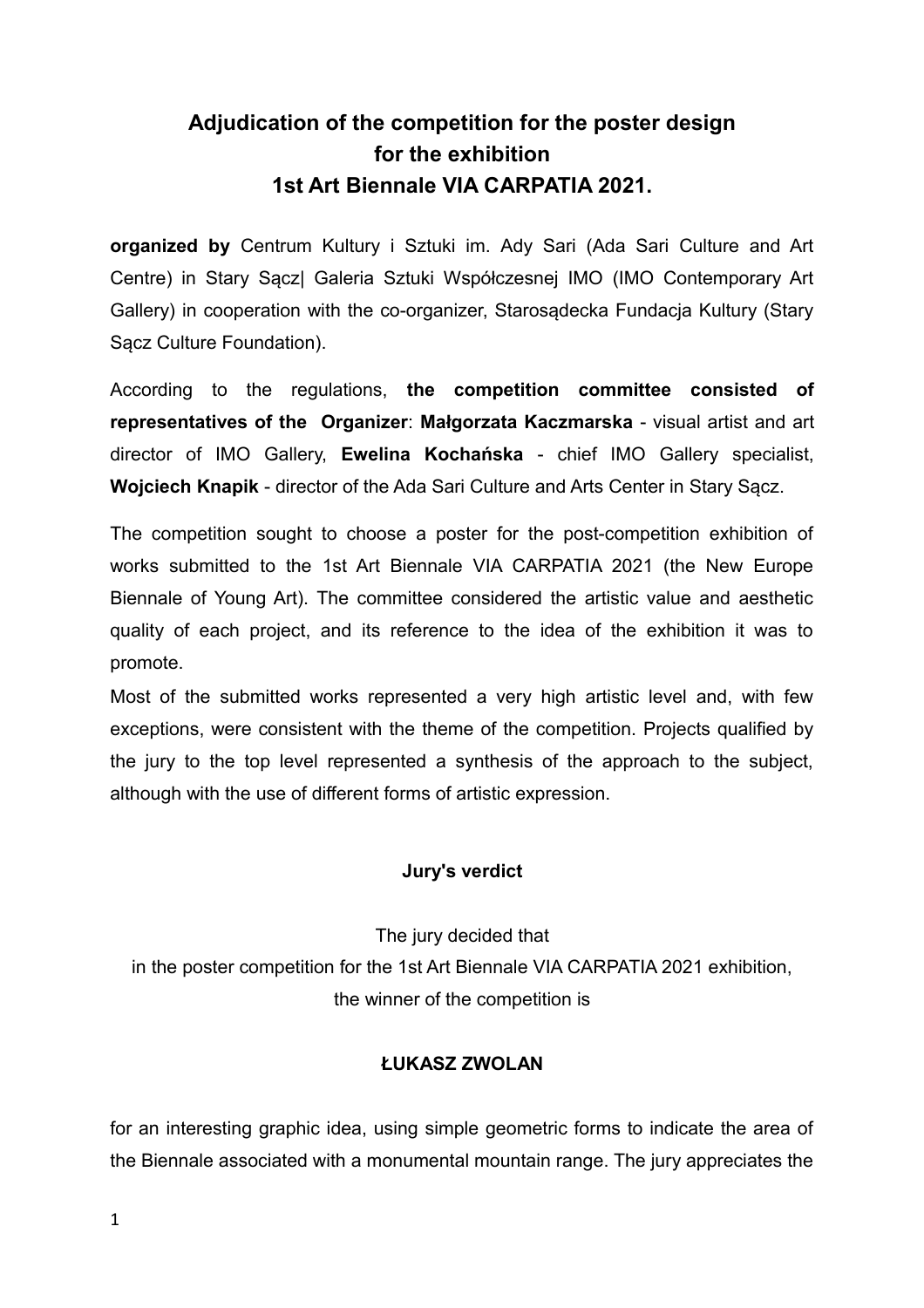# Adjudication of the competition for the poster design for the exhibition 1st Art Biennale VIA CARPATIA 2021.

**organized by** Centrum Kultury i Sztuki im. Ady Sari (Ada Sari Culture and Art Centre) in Stary Sącz| Galeria Sztuki Współczesnej IMO (IMO Contemporary Art Gallery) in cooperation with the co-organizer, Starosądecka Fundacja Kultury (Stary Sącz Culture Foundation).

According to the regulations, **the competition committee consisted of representatives of the Organizer**: **Małgorzata Kaczmarska** - visual artist and art director of IMO Gallery, **Ewelina Kochańska** - chief IMO Gallery specialist, **Wojciech Knapik** - director of the Ada Sari Culture and Arts Center in Stary Sącz.

The competition sought to choose a poster for the post-competition exhibition of works submitted to the 1st Art Biennale VIA CARPATIA 2021 (the New Europe Biennale of Young Art). The committee considered the artistic value and aesthetic quality of each project, and its reference to the idea of the exhibition it was to promote.

Most of the submitted works represented a very high artistic level and, with few exceptions, were consistent with the theme of the competition. Projects qualified by the jury to the top level represented a synthesis of the approach to the subject, although with the use of different forms of artistic expression.

**Jury's verdict**

The jury decided that
in the poster competition for the 1st Art Biennale VIA CARPATIA 2021 exhibition,
the winner of the competition is

**ŁUKASZ ZWOLAN**

for an interesting graphic idea, using simple geometric forms to indicate the area of the Biennale associated with a monumental mountain range. The jury appreciates the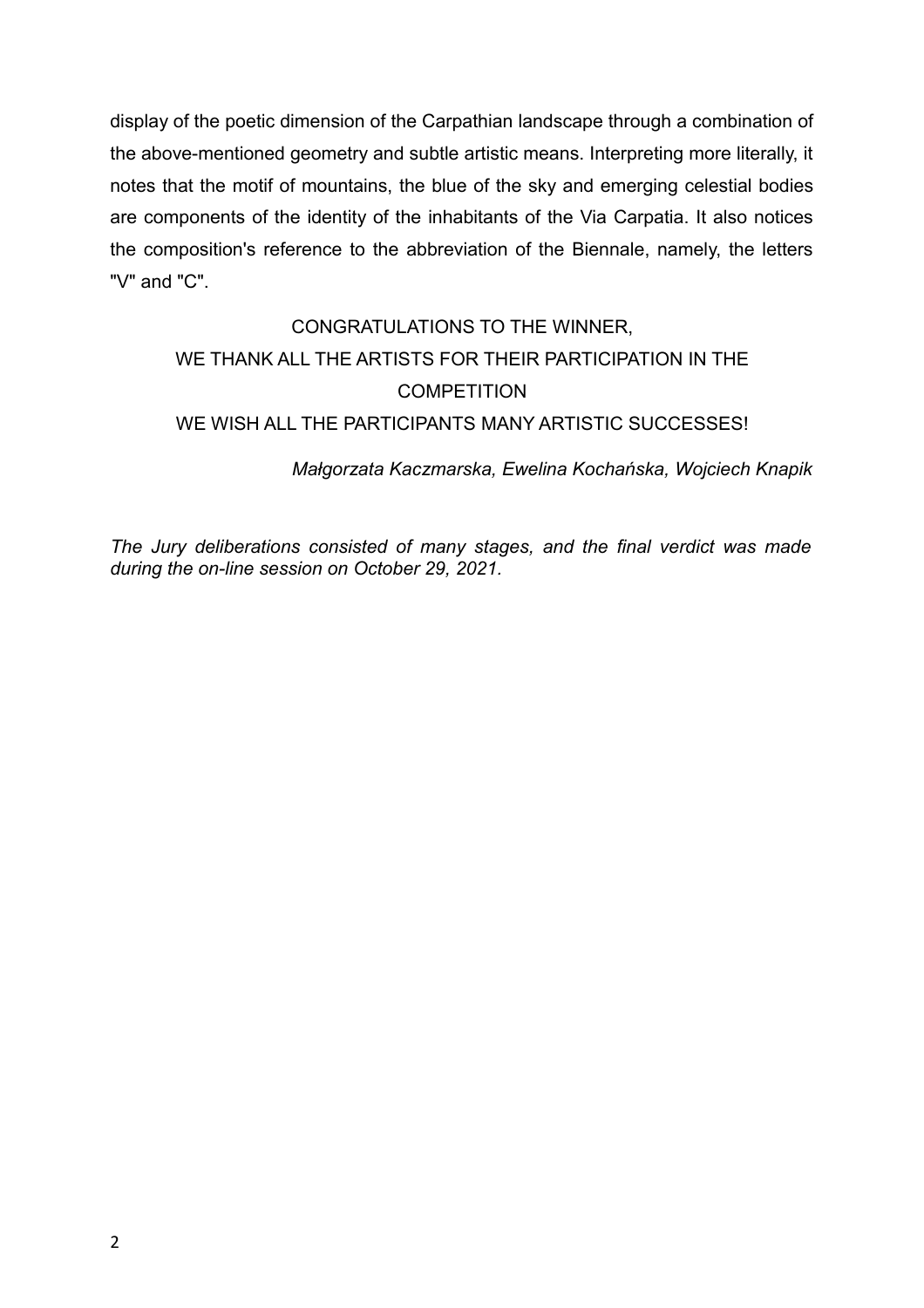display of the poetic dimension of the Carpathian landscape through a combination of the above-mentioned geometry and subtle artistic means. Interpreting more literally, it notes that the motif of mountains, the blue of the sky and emerging celestial bodies are components of the identity of the inhabitants of the Via Carpatia. It also notices the composition's reference to the abbreviation of the Biennale, namely, the letters "V" and "C".

CONGRATULATIONS TO THE WINNER,

WE THANK ALL THE ARTISTS FOR THEIR PARTICIPATION IN THE COMPETITION

WE WISH ALL THE PARTICIPANTS MANY ARTISTIC SUCCESSES!

*Małgorzata Kaczmarska, Ewelina Kochańska, Wojciech Knapik*

*The Jury deliberations consisted of many stages, and the final verdict was made during the on-line session on October 29, 2021.*